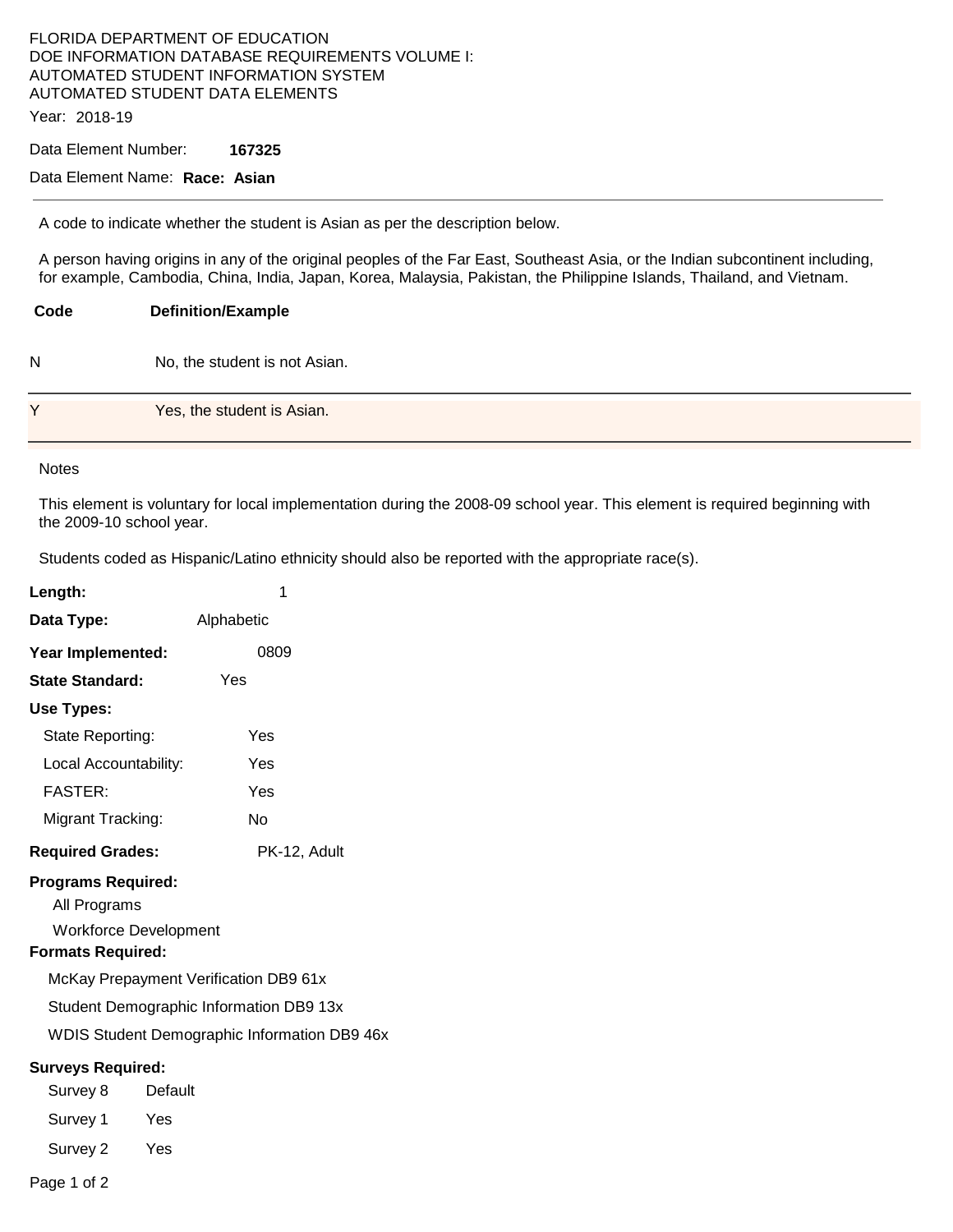FLORIDA DEPARTMENT OF EDUCATION
DOE INFORMATION DATABASE REQUIREMENTS VOLUME I:
AUTOMATED STUDENT INFORMATION SYSTEM
AUTOMATED STUDENT DATA ELEMENTS

Year: 2018-19

Data Element Number: **167325**

Data Element Name: **Race: Asian**

---

A code to indicate whether the student is Asian as per the description below.

A person having origins in any of the original peoples of the Far East, Southeast Asia, or the Indian subcontinent including, for example, Cambodia, China, India, Japan, Korea, Malaysia, Pakistan, the Philippine Islands, Thailand, and Vietnam.

| Code | Definition/Example |
|---|---|
| N | No, the student is not Asian. |
| Y | Yes, the student is Asian. |

Notes

This element is voluntary for local implementation during the 2008-09 school year. This element is required beginning with the 2009-10 school year.

Students coded as Hispanic/Latino ethnicity should also be reported with the appropriate race(s).

**Length:** 1

**Data Type:** Alphabetic

**Year Implemented:** 0809

**State Standard:** Yes

**Use Types:**

- State Reporting: Yes
- Local Accountability: Yes
- FASTER: Yes
- Migrant Tracking: No

**Required Grades:** PK-12, Adult

**Programs Required:**

- All Programs
- Workforce Development

**Formats Required:**

- McKay Prepayment Verification DB9 61x
- Student Demographic Information DB9 13x
- WDIS Student Demographic Information DB9 46x

**Surveys Required:**

- Survey 8 Default
- Survey 1 Yes
- Survey 2 Yes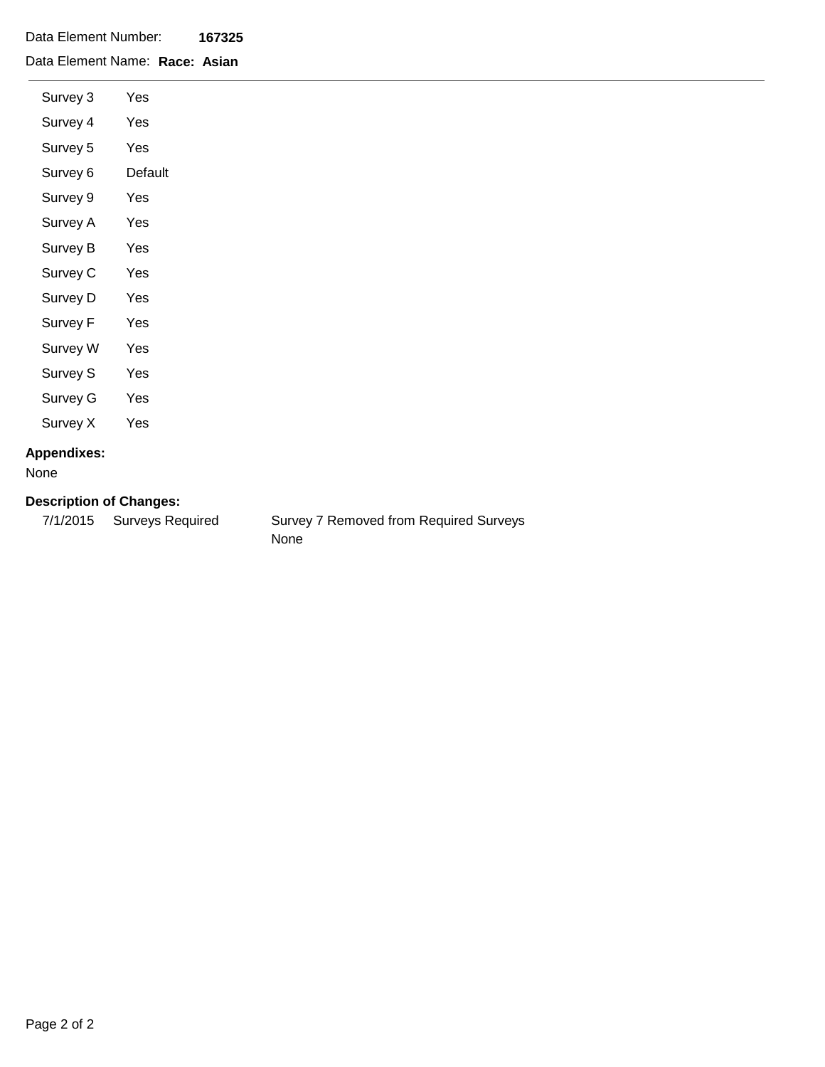Data Element Number: **167325**

Data Element Name: **Race: Asian**

| | |
|---|---|
| Survey 3 | Yes |
| Survey 4 | Yes |
| Survey 5 | Yes |
| Survey 6 | Default |
| Survey 9 | Yes |
| Survey A | Yes |
| Survey B | Yes |
| Survey C | Yes |
| Survey D | Yes |
| Survey F | Yes |
| Survey W | Yes |
| Survey S | Yes |
| Survey G | Yes |
| Survey X | Yes |

**Appendixes:**

None

**Description of Changes:**

| | | |
|---|---|---|
| 7/1/2015 | Surveys Required | Survey 7 Removed from Required Surveys<br>None |